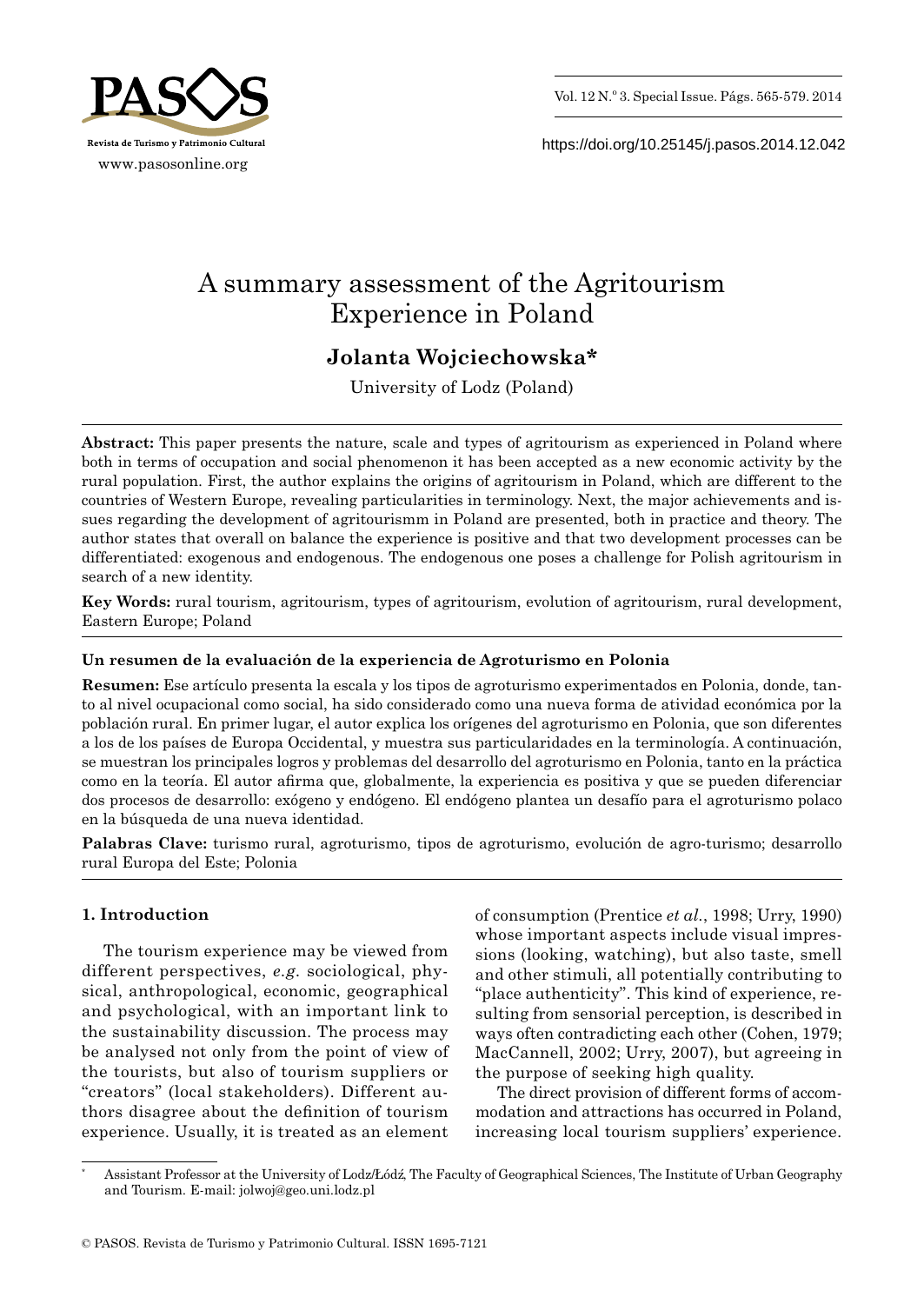# A summary assessment of the Agritourism Experience in Poland

## Jolanta Wojciechowska*

University of Lodz (Poland)

**Abstract:** This paper presents the nature, scale and types of agritourism as experienced in Poland where both in terms of occupation and social phenomenon it has been accepted as a new economic activity by the rural population. First, the author explains the origins of agritourism in Poland, which are different to the countries of Western Europe, revealing particularities in terminology. Next, the major achievements and issues regarding the development of agritourismm in Poland are presented, both in practice and theory. The author states that overall on balance the experience is positive and that two development processes can be differentiated: exogenous and endogenous. The endogenous one poses a challenge for Polish agritourism in search of a new identity.

**Key Words:** rural tourism, agritourism, types of agritourism, evolution of agritourism, rural development, Eastern Europe; Poland

**Un resumen de la evaluación de la experiencia de Agroturismo en Polonia**

**Resumen:** Ese artículo presenta la escala y los tipos de agroturismo experimentados en Polonia, donde, tanto al nivel ocupacional como social, ha sido considerado como una nueva forma de atividad económica por la población rural. En primer lugar, el autor explica los orígenes del agroturismo en Polonia, que son diferentes a los de los países de Europa Occidental, y muestra sus particularidades en la terminología. A continuación, se muestran los principales logros y problemas del desarrollo del agroturismo en Polonia, tanto en la práctica como en la teoría. El autor afirma que, globalmente, la experiencia es positiva y que se pueden diferenciar dos procesos de desarrollo: exógeno y endógeno. El endógeno plantea un desafío para el agroturismo polaco en la búsqueda de una nueva identidad.

**Palabras Clave:** turismo rural, agroturismo, tipos de agroturismo, evolución de agro-turismo; desarrollo rural Europa del Este; Polonia

## 1. Introduction

The tourism experience may be viewed from different perspectives, *e.g.* sociological, physical, anthropological, economic, geographical and psychological, with an important link to the sustainability discussion. The process may be analysed not only from the point of view of the tourists, but also of tourism suppliers or "creators" (local stakeholders). Different authors disagree about the definition of tourism experience. Usually, it is treated as an element of consumption (Prentice *et al.*, 1998; Urry, 1990) whose important aspects include visual impressions (looking, watching), but also taste, smell and other stimuli, all potentially contributing to "place authenticity". This kind of experience, resulting from sensorial perception, is described in ways often contradicting each other (Cohen, 1979; MacCannell, 2002; Urry, 2007), but agreeing in the purpose of seeking high quality.

The direct provision of different forms of accommodation and attractions has occurred in Poland, increasing local tourism suppliers' experience.

---

* Assistant Professor at the University of Lodz/Łódź, The Faculty of Geographical Sciences, The Institute of Urban Geography and Tourism. E-mail: jolwoj@geo.uni.lodz.pl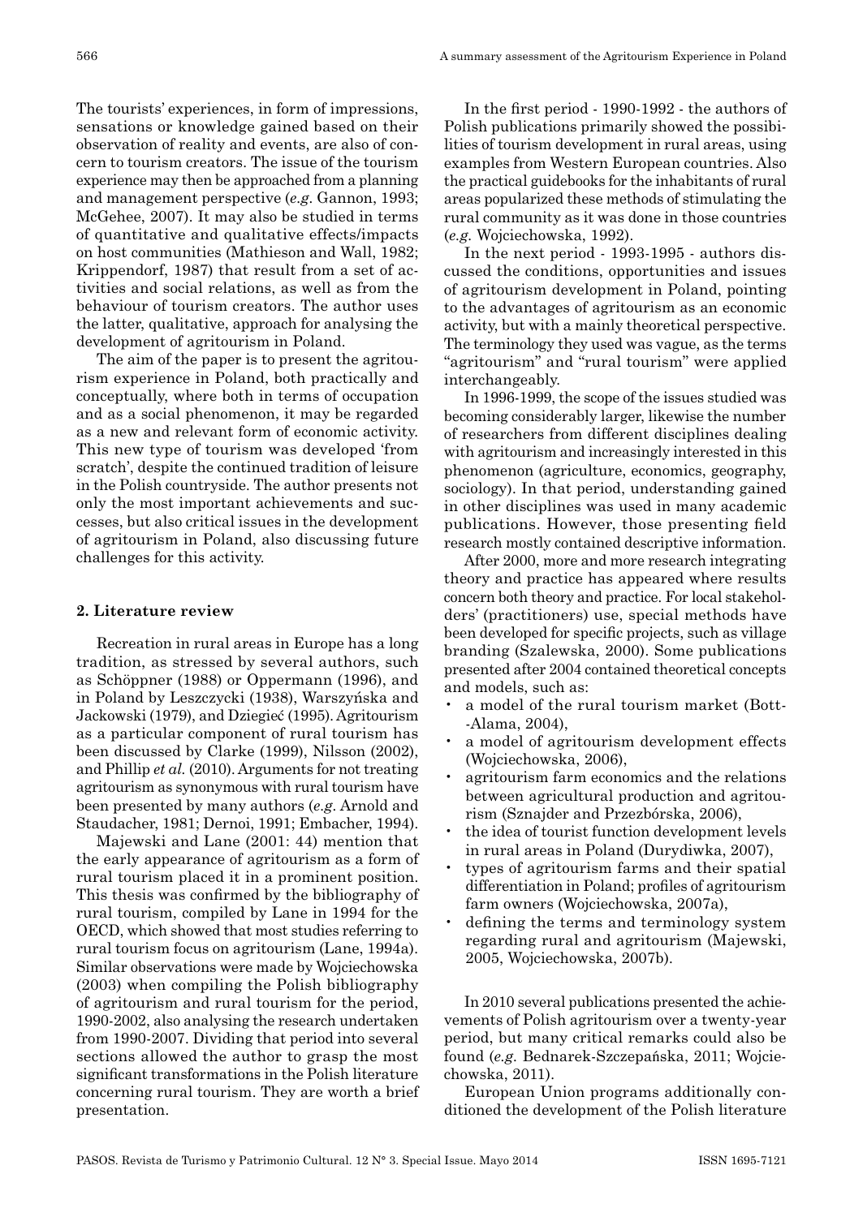The tourists' experiences, in form of impressions, sensations or knowledge gained based on their observation of reality and events, are also of concern to tourism creators. The issue of the tourism experience may then be approached from a planning and management perspective (*e.g.* Gannon, 1993; McGehee, 2007). It may also be studied in terms of quantitative and qualitative effects/impacts on host communities (Mathieson and Wall, 1982; Krippendorf, 1987) that result from a set of activities and social relations, as well as from the behaviour of tourism creators. The author uses the latter, qualitative, approach for analysing the development of agritourism in Poland.

The aim of the paper is to present the agritourism experience in Poland, both practically and conceptually, where both in terms of occupation and as a social phenomenon, it may be regarded as a new and relevant form of economic activity. This new type of tourism was developed 'from scratch', despite the continued tradition of leisure in the Polish countryside. The author presents not only the most important achievements and successes, but also critical issues in the development of agritourism in Poland, also discussing future challenges for this activity.

## 2. Literature review

Recreation in rural areas in Europe has a long tradition, as stressed by several authors, such as Schöppner (1988) or Oppermann (1996), and in Poland by Leszczycki (1938), Warszyńska and Jackowski (1979), and Dziegieć (1995). Agritourism as a particular component of rural tourism has been discussed by Clarke (1999), Nilsson (2002), and Phillip *et al.* (2010). Arguments for not treating agritourism as synonymous with rural tourism have been presented by many authors (*e.g.* Arnold and Staudacher, 1981; Dernoi, 1991; Embacher, 1994).

Majewski and Lane (2001: 44) mention that the early appearance of agritourism as a form of rural tourism placed it in a prominent position. This thesis was confirmed by the bibliography of rural tourism, compiled by Lane in 1994 for the OECD, which showed that most studies referring to rural tourism focus on agritourism (Lane, 1994a). Similar observations were made by Wojciechowska (2003) when compiling the Polish bibliography of agritourism and rural tourism for the period, 1990-2002, also analysing the research undertaken from 1990-2007. Dividing that period into several sections allowed the author to grasp the most significant transformations in the Polish literature concerning rural tourism. They are worth a brief presentation.

In the first period - 1990-1992 - the authors of Polish publications primarily showed the possibilities of tourism development in rural areas, using examples from Western European countries. Also the practical guidebooks for the inhabitants of rural areas popularized these methods of stimulating the rural community as it was done in those countries (*e.g.* Wojciechowska, 1992).

In the next period - 1993-1995 - authors discussed the conditions, opportunities and issues of agritourism development in Poland, pointing to the advantages of agritourism as an economic activity, but with a mainly theoretical perspective. The terminology they used was vague, as the terms "agritourism" and "rural tourism" were applied interchangeably.

In 1996-1999, the scope of the issues studied was becoming considerably larger, likewise the number of researchers from different disciplines dealing with agritourism and increasingly interested in this phenomenon (agriculture, economics, geography, sociology). In that period, understanding gained in other disciplines was used in many academic publications. However, those presenting field research mostly contained descriptive information.

After 2000, more and more research integrating theory and practice has appeared where results concern both theory and practice. For local stakeholders' (practitioners) use, special methods have been developed for specific projects, such as village branding (Szalewska, 2000). Some publications presented after 2004 contained theoretical concepts and models, such as:

- a model of the rural tourism market (Bott-Alama, 2004),
- a model of agritourism development effects (Wojciechowska, 2006),
- agritourism farm economics and the relations between agricultural production and agritourism (Sznajder and Przezbórska, 2006),
- the idea of tourist function development levels in rural areas in Poland (Durydiwka, 2007),
- types of agritourism farms and their spatial differentiation in Poland; profiles of agritourism farm owners (Wojciechowska, 2007a),
- defining the terms and terminology system regarding rural and agritourism (Majewski, 2005, Wojciechowska, 2007b).

In 2010 several publications presented the achievements of Polish agritourism over a twenty-year period, but many critical remarks could also be found (*e.g.* Bednarek-Szczepańska, 2011; Wojciechowska, 2011).

European Union programs additionally conditioned the development of the Polish literature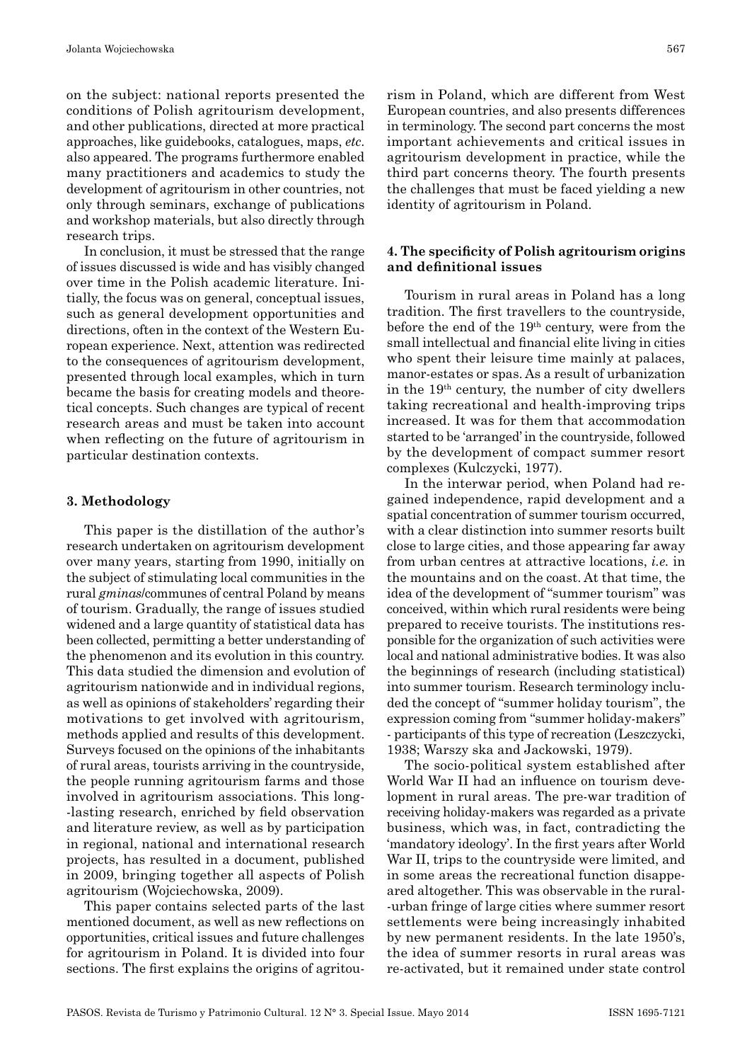on the subject: national reports presented the conditions of Polish agritourism development, and other publications, directed at more practical approaches, like guidebooks, catalogues, maps, *etc.* also appeared. The programs furthermore enabled many practitioners and academics to study the development of agritourism in other countries, not only through seminars, exchange of publications and workshop materials, but also directly through research trips.

In conclusion, it must be stressed that the range of issues discussed is wide and has visibly changed over time in the Polish academic literature. Initially, the focus was on general, conceptual issues, such as general development opportunities and directions, often in the context of the Western European experience. Next, attention was redirected to the consequences of agritourism development, presented through local examples, which in turn became the basis for creating models and theoretical concepts. Such changes are typical of recent research areas and must be taken into account when reflecting on the future of agritourism in particular destination contexts.

## 3. Methodology

This paper is the distillation of the author's research undertaken on agritourism development over many years, starting from 1990, initially on the subject of stimulating local communities in the rural *gminas*/communes of central Poland by means of tourism. Gradually, the range of issues studied widened and a large quantity of statistical data has been collected, permitting a better understanding of the phenomenon and its evolution in this country. This data studied the dimension and evolution of agritourism nationwide and in individual regions, as well as opinions of stakeholders' regarding their motivations to get involved with agritourism, methods applied and results of this development. Surveys focused on the opinions of the inhabitants of rural areas, tourists arriving in the countryside, the people running agritourism farms and those involved in agritourism associations. This long-lasting research, enriched by field observation and literature review, as well as by participation in regional, national and international research projects, has resulted in a document, published in 2009, bringing together all aspects of Polish agritourism (Wojciechowska, 2009).

This paper contains selected parts of the last mentioned document, as well as new reflections on opportunities, critical issues and future challenges for agritourism in Poland. It is divided into four sections. The first explains the origins of agritourism in Poland, which are different from West European countries, and also presents differences in terminology. The second part concerns the most important achievements and critical issues in agritourism development in practice, while the third part concerns theory. The fourth presents the challenges that must be faced yielding a new identity of agritourism in Poland.

## 4. The specificity of Polish agritourism origins and definitional issues

Tourism in rural areas in Poland has a long tradition. The first travellers to the countryside, before the end of the 19th century, were from the small intellectual and financial elite living in cities who spent their leisure time mainly at palaces, manor-estates or spas. As a result of urbanization in the 19th century, the number of city dwellers taking recreational and health-improving trips increased. It was for them that accommodation started to be 'arranged' in the countryside, followed by the development of compact summer resort complexes (Kulczycki, 1977).

In the interwar period, when Poland had regained independence, rapid development and a spatial concentration of summer tourism occurred, with a clear distinction into summer resorts built close to large cities, and those appearing far away from urban centres at attractive locations, *i.e.* in the mountains and on the coast. At that time, the idea of the development of "summer tourism" was conceived, within which rural residents were being prepared to receive tourists. The institutions responsible for the organization of such activities were local and national administrative bodies. It was also the beginnings of research (including statistical) into summer tourism. Research terminology included the concept of "summer holiday tourism", the expression coming from "summer holiday-makers" - participants of this type of recreation (Leszczycki, 1938; Warszy ska and Jackowski, 1979).

The socio-political system established after World War II had an influence on tourism development in rural areas. The pre-war tradition of receiving holiday-makers was regarded as a private business, which was, in fact, contradicting the 'mandatory ideology'. In the first years after World War II, trips to the countryside were limited, and in some areas the recreational function disappeared altogether. This was observable in the rural-urban fringe of large cities where summer resort settlements were being increasingly inhabited by new permanent residents. In the late 1950's, the idea of summer resorts in rural areas was re-activated, but it remained under state control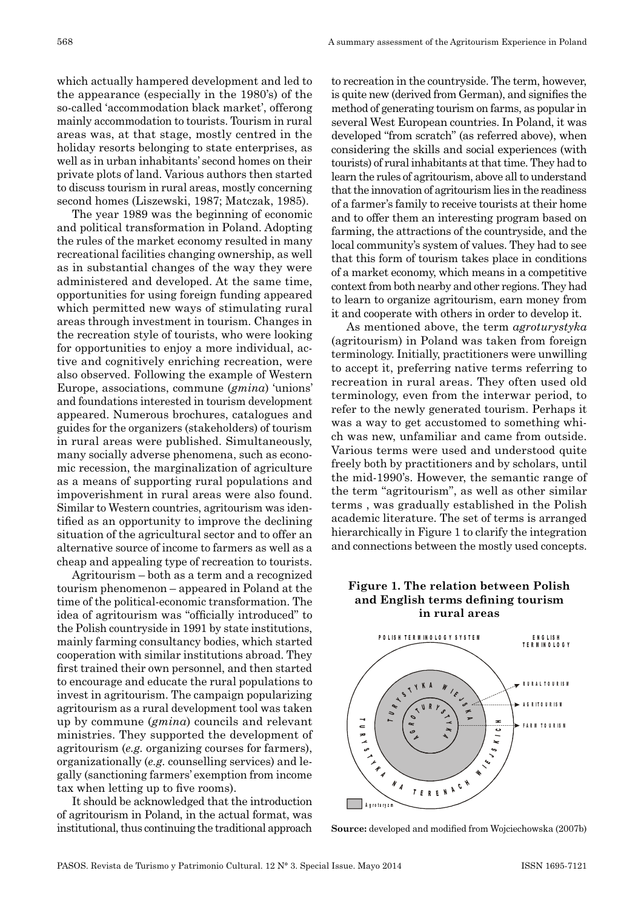which actually hampered development and led to the appearance (especially in the 1980's) of the so-called 'accommodation black market', offerong mainly accommodation to tourists. Tourism in rural areas was, at that stage, mostly centred in the holiday resorts belonging to state enterprises, as well as in urban inhabitants' second homes on their private plots of land. Various authors then started to discuss tourism in rural areas, mostly concerning second homes (Liszewski, 1987; Matczak, 1985).

The year 1989 was the beginning of economic and political transformation in Poland. Adopting the rules of the market economy resulted in many recreational facilities changing ownership, as well as in substantial changes of the way they were administered and developed. At the same time, opportunities for using foreign funding appeared which permitted new ways of stimulating rural areas through investment in tourism. Changes in the recreation style of tourists, who were looking for opportunities to enjoy a more individual, active and cognitively enriching recreation, were also observed. Following the example of Western Europe, associations, commune (*gmina*) 'unions' and foundations interested in tourism development appeared. Numerous brochures, catalogues and guides for the organizers (stakeholders) of tourism in rural areas were published. Simultaneously, many socially adverse phenomena, such as economic recession, the marginalization of agriculture as a means of supporting rural populations and impoverishment in rural areas were also found. Similar to Western countries, agritourism was identified as an opportunity to improve the declining situation of the agricultural sector and to offer an alternative source of income to farmers as well as a cheap and appealing type of recreation to tourists.

Agritourism – both as a term and a recognized tourism phenomenon – appeared in Poland at the time of the political-economic transformation. The idea of agritourism was "officially introduced" to the Polish countryside in 1991 by state institutions, mainly farming consultancy bodies, which started cooperation with similar institutions abroad. They first trained their own personnel, and then started to encourage and educate the rural populations to invest in agritourism. The campaign popularizing agritourism as a rural development tool was taken up by commune (*gmina*) councils and relevant ministries. They supported the development of agritourism (*e.g.* organizing courses for farmers), organizationally (*e.g.* counselling services) and legally (sanctioning farmers' exemption from income tax when letting up to five rooms).

It should be acknowledged that the introduction of agritourism in Poland, in the actual format, was institutional, thus continuing the traditional approach to recreation in the countryside. The term, however, is quite new (derived from German), and signifies the method of generating tourism on farms, as popular in several West European countries. In Poland, it was developed "from scratch" (as referred above), when considering the skills and social experiences (with tourists) of rural inhabitants at that time. They had to learn the rules of agritourism, above all to understand that the innovation of agritourism lies in the readiness of a farmer's family to receive tourists at their home and to offer them an interesting program based on farming, the attractions of the countryside, and the local community's system of values. They had to see that this form of tourism takes place in conditions of a market economy, which means in a competitive context from both nearby and other regions. They had to learn to organize agritourism, earn money from it and cooperate with others in order to develop it.

As mentioned above, the term *agroturystyka* (agritourism) in Poland was taken from foreign terminology. Initially, practitioners were unwilling to accept it, preferring native terms referring to recreation in rural areas. They often used old terminology, even from the interwar period, to refer to the newly generated tourism. Perhaps it was a way to get accustomed to something which was new, unfamiliar and came from outside. Various terms were used and understood quite freely both by practitioners and by scholars, until the mid-1990's. However, the semantic range of the term "agritourism", as well as other similar terms , was gradually established in the Polish academic literature. The set of terms is arranged hierarchically in Figure 1 to clarify the integration and connections between the mostly used concepts.

**Figure 1. The relation between Polish and English terms defining tourism in rural areas**

POLISH TERMINOLOGY SYSTEM | ENGLISH TERMINOLOGY

TURYSTYKA NA TERENACH WIEJSKICH → RURAL TOURISM

TURYSTYKA WIEJSKA → AGRITOURISM

AGROTURYSTYKA → FARM TOURISM

Agroturyzm

**Source:** developed and modified from Wojciechowska (2007b)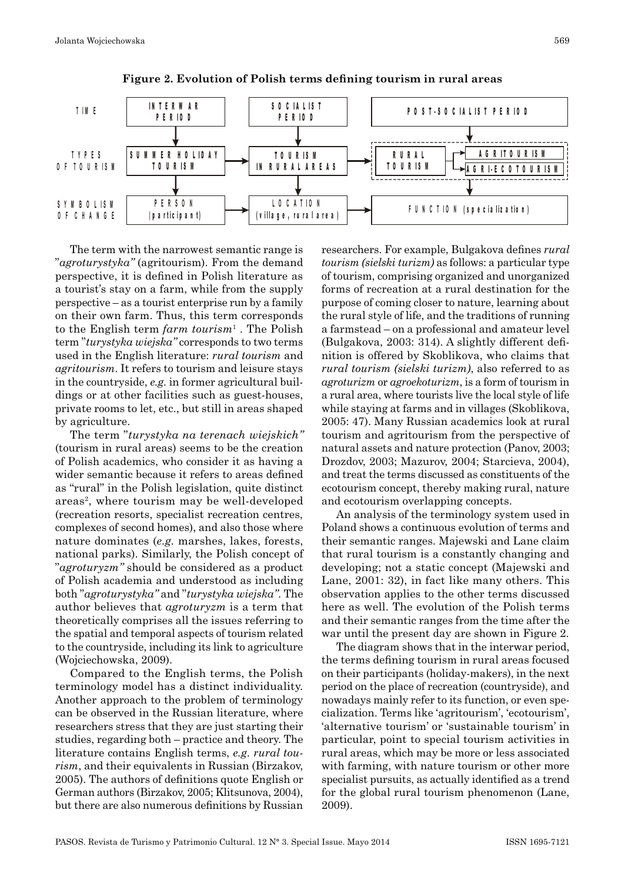**Figure 2. Evolution of Polish terms defining tourism in rural areas**

| TIME | INTERWAR PERIOD | SOCIALIST PERIOD | POST-SOCIALIST PERIOD |
|---|---|---|---|
| TYPES OF TOURISM | SUMMER HOLIDAY TOURISM | TOURISM IN RURAL AREAS | RURAL TOURISM → AGRITOURISM; AGRI-ECOTOURISM |
| SYMBOLISM OF CHANGE | PERSON (participant) | LOCATION (village, rural area) | FUNCTION (specialization) |

The term with the narrowest semantic range is "*agroturystyka"* (agritourism). From the demand perspective, it is defined in Polish literature as a tourist's stay on a farm, while from the supply perspective – as a tourist enterprise run by a family on their own farm. Thus, this term corresponds to the English term *farm tourism*[1] . The Polish term "*turystyka wiejska"* corresponds to two terms used in the English literature: *rural tourism* and *agritourism*. It refers to tourism and leisure stays in the countryside, *e.g.* in former agricultural buildings or at other facilities such as guest-houses, private rooms to let, etc., but still in areas shaped by agriculture.

The term "*turystyka na terenach wiejskich"* (tourism in rural areas) seems to be the creation of Polish academics, who consider it as having a wider semantic because it refers to areas defined as "rural" in the Polish legislation, quite distinct areas[2], where tourism may be well-developed (recreation resorts, specialist recreation centres, complexes of second homes), and also those where nature dominates (*e.g.* marshes, lakes, forests, national parks). Similarly, the Polish concept of "*agroturyzm"* should be considered as a product of Polish academia and understood as including both "*agroturystyka"* and "*turystyka wiejska"*. The author believes that *agroturyzm* is a term that theoretically comprises all the issues referring to the spatial and temporal aspects of tourism related to the countryside, including its link to agriculture (Wojciechowska, 2009).

Compared to the English terms, the Polish terminology model has a distinct individuality. Another approach to the problem of terminology can be observed in the Russian literature, where researchers stress that they are just starting their studies, regarding both – practice and theory. The literature contains English terms, *e.g. rural tourism*, and their equivalents in Russian (Birzakov, 2005). The authors of definitions quote English or German authors (Birzakov, 2005; Klitsunova, 2004), but there are also numerous definitions by Russian researchers. For example, Bulgakova defines *rural tourism (sielski turizm)* as follows: a particular type of tourism, comprising organized and unorganized forms of recreation at a rural destination for the purpose of coming closer to nature, learning about the rural style of life, and the traditions of running a farmstead – on a professional and amateur level (Bulgakova, 2003: 314). A slightly different definition is offered by Skoblikova, who claims that *rural tourism (sielski turizm)*, also referred to as *agroturizm* or *agroekoturizm*, is a form of tourism in a rural area, where tourists live the local style of life while staying at farms and in villages (Skoblikova, 2005: 47). Many Russian academics look at rural tourism and agritourism from the perspective of natural assets and nature protection (Panov, 2003; Drozdov, 2003; Mazurov, 2004; Starcieva, 2004), and treat the terms discussed as constituents of the ecotourism concept, thereby making rural, nature and ecotourism overlapping concepts.

An analysis of the terminology system used in Poland shows a continuous evolution of terms and their semantic ranges. Majewski and Lane claim that rural tourism is a constantly changing and developing; not a static concept (Majewski and Lane, 2001: 32), in fact like many others. This observation applies to the other terms discussed here as well. The evolution of the Polish terms and their semantic ranges from the time after the war until the present day are shown in Figure 2.

The diagram shows that in the interwar period, the terms defining tourism in rural areas focused on their participants (holiday-makers), in the next period on the place of recreation (countryside), and nowadays mainly refer to its function, or even specialization. Terms like 'agritourism', 'ecotourism', 'alternative tourism' or 'sustainable tourism' in particular, point to special tourism activities in rural areas, which may be more or less associated with farming, with nature tourism or other more specialist pursuits, as actually identified as a trend for the global rural tourism phenomenon (Lane, 2009).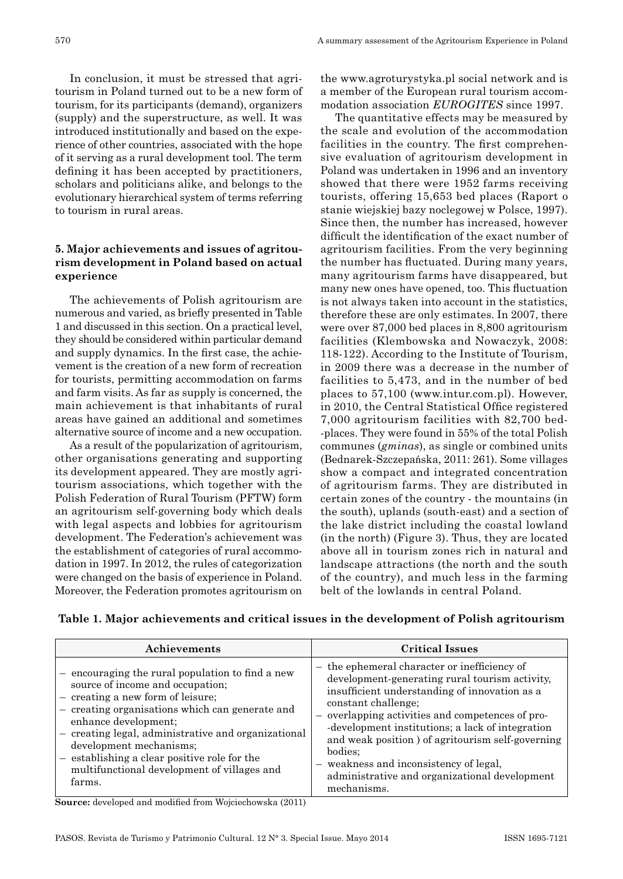In conclusion, it must be stressed that agritourism in Poland turned out to be a new form of tourism, for its participants (demand), organizers (supply) and the superstructure, as well. It was introduced institutionally and based on the experience of other countries, associated with the hope of it serving as a rural development tool. The term defining it has been accepted by practitioners, scholars and politicians alike, and belongs to the evolutionary hierarchical system of terms referring to tourism in rural areas.

## 5. Major achievements and issues of agritourism development in Poland based on actual experience

The achievements of Polish agritourism are numerous and varied, as briefly presented in Table 1 and discussed in this section. On a practical level, they should be considered within particular demand and supply dynamics. In the first case, the achievement is the creation of a new form of recreation for tourists, permitting accommodation on farms and farm visits. As far as supply is concerned, the main achievement is that inhabitants of rural areas have gained an additional and sometimes alternative source of income and a new occupation.

As a result of the popularization of agritourism, other organisations generating and supporting its development appeared. They are mostly agritourism associations, which together with the Polish Federation of Rural Tourism (PFTW) form an agritourism self-governing body which deals with legal aspects and lobbies for agritourism development. The Federation's achievement was the establishment of categories of rural accommodation in 1997. In 2012, the rules of categorization were changed on the basis of experience in Poland. Moreover, the Federation promotes agritourism on the www.agroturystyka.pl social network and is a member of the European rural tourism accommodation association *EUROGITES* since 1997.

The quantitative effects may be measured by the scale and evolution of the accommodation facilities in the country. The first comprehensive evaluation of agritourism development in Poland was undertaken in 1996 and an inventory showed that there were 1952 farms receiving tourists, offering 15,653 bed places (Raport o stanie wiejskiej bazy noclegowej w Polsce, 1997). Since then, the number has increased, however difficult the identification of the exact number of agritourism facilities. From the very beginning the number has fluctuated. During many years, many agritourism farms have disappeared, but many new ones have opened, too. This fluctuation is not always taken into account in the statistics, therefore these are only estimates. In 2007, there were over 87,000 bed places in 8,800 agritourism facilities (Klembowska and Nowaczyk, 2008: 118-122). According to the Institute of Tourism, in 2009 there was a decrease in the number of facilities to 5,473, and in the number of bed places to 57,100 (www.intur.com.pl). However, in 2010, the Central Statistical Office registered 7,000 agritourism facilities with 82,700 bed-places. They were found in 55% of the total Polish communes (*gminas*), as single or combined units (Bednarek-Szczepańska, 2011: 261). Some villages show a compact and integrated concentration of agritourism farms. They are distributed in certain zones of the country - the mountains (in the south), uplands (south-east) and a section of the lake district including the coastal lowland (in the north) (Figure 3). Thus, they are located above all in tourism zones rich in natural and landscape attractions (the north and the south of the country), and much less in the farming belt of the lowlands in central Poland.

**Table 1. Major achievements and critical issues in the development of Polish agritourism**

| Achievements | Critical Issues |
|---|---|
| – encouraging the rural population to find a new source of income and occupation;<br>– creating a new form of leisure;<br>– creating organisations which can generate and enhance development;<br>– creating legal, administrative and organizational development mechanisms;<br>– establishing a clear positive role for the multifunctional development of villages and farms. | – the ephemeral character or inefficiency of development-generating rural tourism activity, insufficient understanding of innovation as a constant challenge;<br>– overlapping activities and competences of pro-development institutions; a lack of integration and weak position ) of agritourism self-governing bodies;<br>– weakness and inconsistency of legal, administrative and organizational development mechanisms. |

**Source:** developed and modified from Wojciechowska (2011)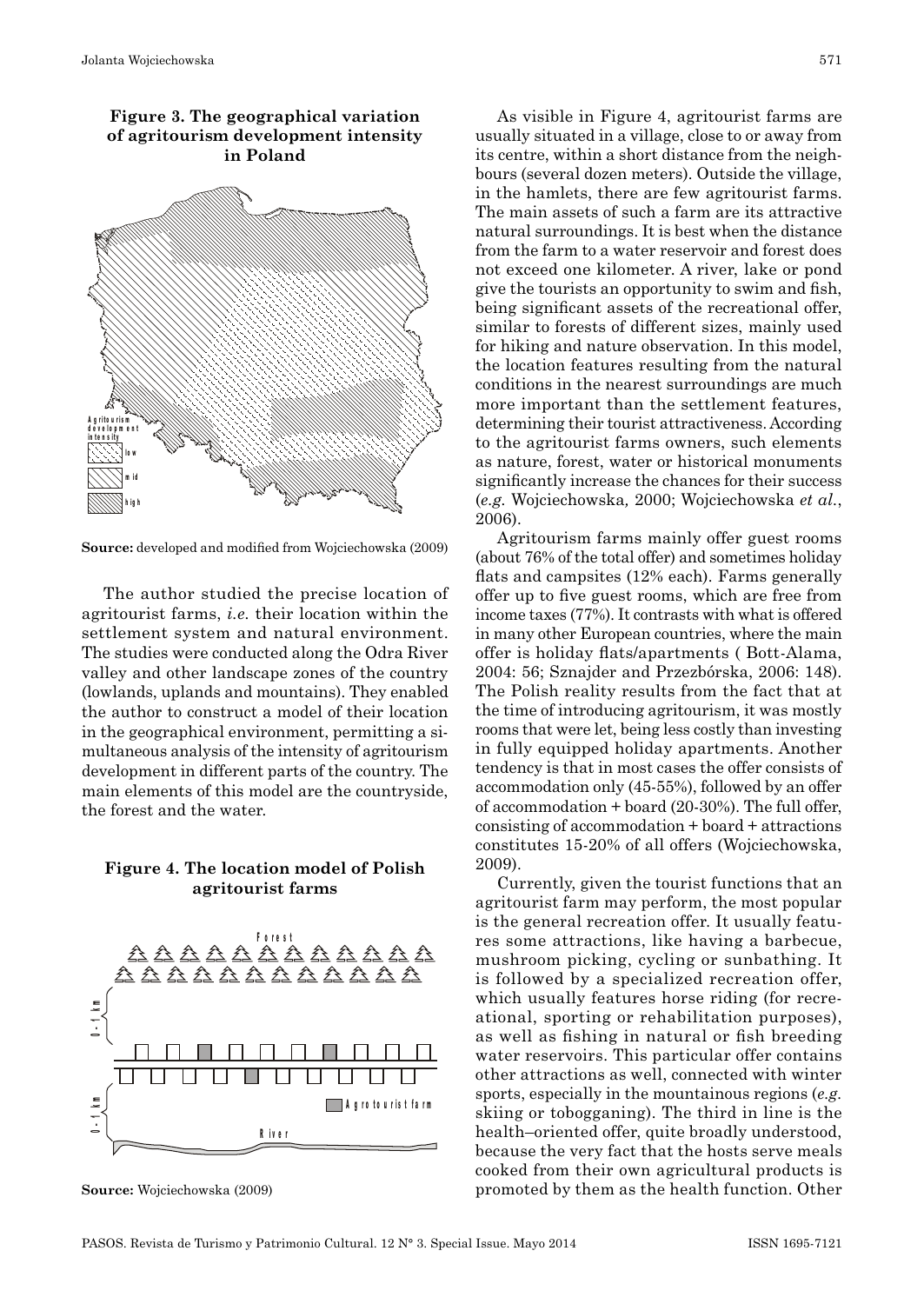**Figure 3. The geographical variation of agritourism development intensity in Poland**

**Source:** developed and modified from Wojciechowska (2009)

The author studied the precise location of agritourist farms, *i.e.* their location within the settlement system and natural environment. The studies were conducted along the Odra River valley and other landscape zones of the country (lowlands, uplands and mountains). They enabled the author to construct a model of their location in the geographical environment, permitting a simultaneous analysis of the intensity of agritourism development in different parts of the country. The main elements of this model are the countryside, the forest and the water.

**Figure 4. The location model of Polish agritourist farms**

**Source:** Wojciechowska (2009)

As visible in Figure 4, agritourist farms are usually situated in a village, close to or away from its centre, within a short distance from the neighbours (several dozen meters). Outside the village, in the hamlets, there are few agritourist farms. The main assets of such a farm are its attractive natural surroundings. It is best when the distance from the farm to a water reservoir and forest does not exceed one kilometer. A river, lake or pond give the tourists an opportunity to swim and fish, being significant assets of the recreational offer, similar to forests of different sizes, mainly used for hiking and nature observation. In this model, the location features resulting from the natural conditions in the nearest surroundings are much more important than the settlement features, determining their tourist attractiveness. According to the agritourist farms owners, such elements as nature, forest, water or historical monuments significantly increase the chances for their success (*e.g.* Wojciechowska, 2000; Wojciechowska *et al.*, 2006).

Agritourism farms mainly offer guest rooms (about 76% of the total offer) and sometimes holiday flats and campsites (12% each). Farms generally offer up to five guest rooms, which are free from income taxes (77%). It contrasts with what is offered in many other European countries, where the main offer is holiday flats/apartments ( Bott-Alama, 2004: 56; Sznajder and Przezbórska, 2006: 148). The Polish reality results from the fact that at the time of introducing agritourism, it was mostly rooms that were let, being less costly than investing in fully equipped holiday apartments. Another tendency is that in most cases the offer consists of accommodation only (45-55%), followed by an offer of accommodation + board (20-30%). The full offer, consisting of accommodation + board + attractions constitutes 15-20% of all offers (Wojciechowska, 2009).

Currently, given the tourist functions that an agritourist farm may perform, the most popular is the general recreation offer. It usually features some attractions, like having a barbecue, mushroom picking, cycling or sunbathing. It is followed by a specialized recreation offer, which usually features horse riding (for recreational, sporting or rehabilitation purposes), as well as fishing in natural or fish breeding water reservoirs. This particular offer contains other attractions as well, connected with winter sports, especially in the mountainous regions (*e.g.* skiing or tobogganing). The third in line is the health–oriented offer, quite broadly understood, because the very fact that the hosts serve meals cooked from their own agricultural products is promoted by them as the health function. Other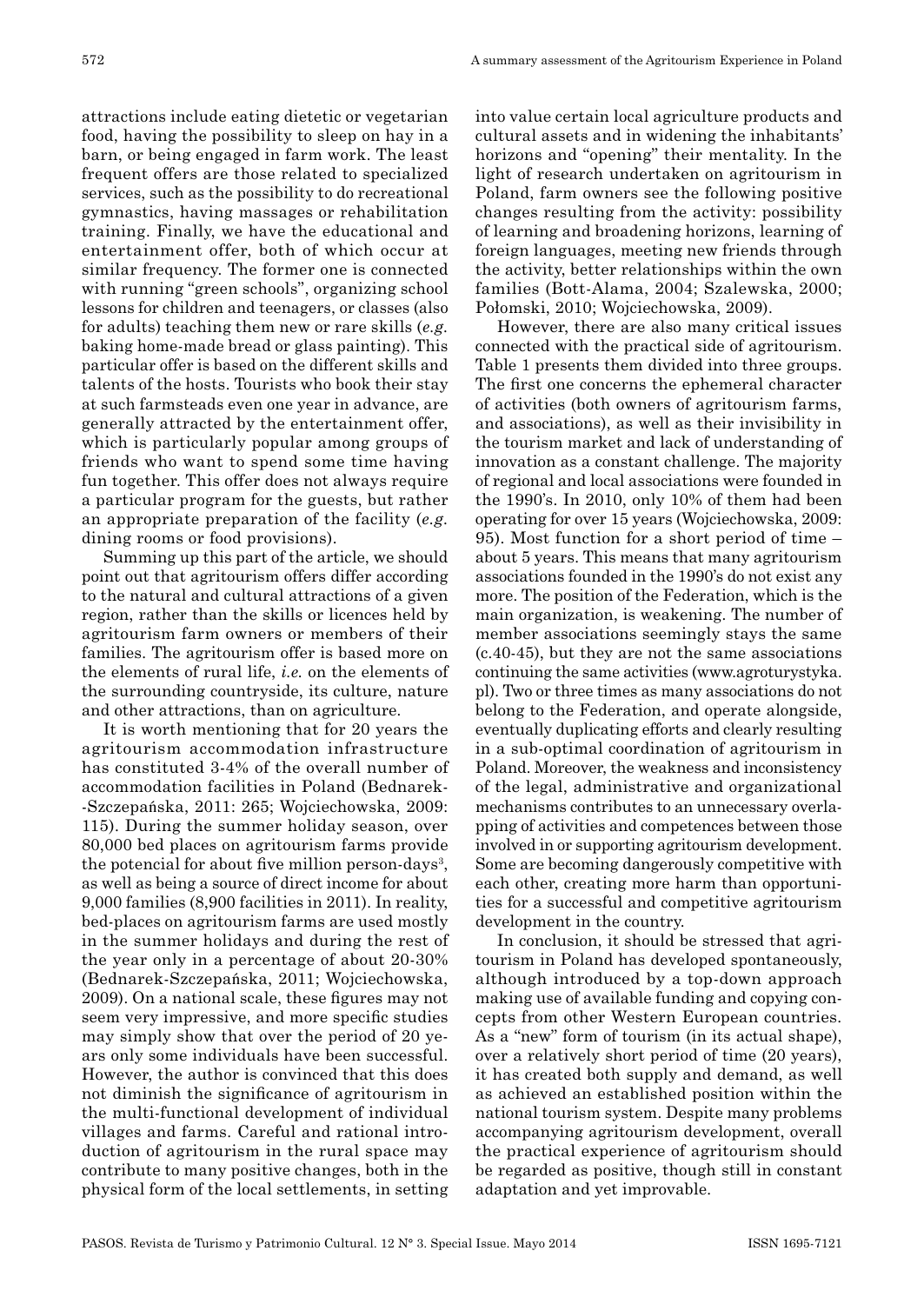attractions include eating dietetic or vegetarian food, having the possibility to sleep on hay in a barn, or being engaged in farm work. The least frequent offers are those related to specialized services, such as the possibility to do recreational gymnastics, having massages or rehabilitation training. Finally, we have the educational and entertainment offer, both of which occur at similar frequency. The former one is connected with running "green schools", organizing school lessons for children and teenagers, or classes (also for adults) teaching them new or rare skills (*e.g.* baking home-made bread or glass painting). This particular offer is based on the different skills and talents of the hosts. Tourists who book their stay at such farmsteads even one year in advance, are generally attracted by the entertainment offer, which is particularly popular among groups of friends who want to spend some time having fun together. This offer does not always require a particular program for the guests, but rather an appropriate preparation of the facility (*e.g.* dining rooms or food provisions).

Summing up this part of the article, we should point out that agritourism offers differ according to the natural and cultural attractions of a given region, rather than the skills or licences held by agritourism farm owners or members of their families. The agritourism offer is based more on the elements of rural life, *i.e.* on the elements of the surrounding countryside, its culture, nature and other attractions, than on agriculture.

It is worth mentioning that for 20 years the agritourism accommodation infrastructure has constituted 3-4% of the overall number of accommodation facilities in Poland (Bednarek-Szczepańska, 2011: 265; Wojciechowska, 2009: 115). During the summer holiday season, over 80,000 bed places on agritourism farms provide the potencial for about five million person-days[3], as well as being a source of direct income for about 9,000 families (8,900 facilities in 2011). In reality, bed-places on agritourism farms are used mostly in the summer holidays and during the rest of the year only in a percentage of about 20-30% (Bednarek-Szczepańska, 2011; Wojciechowska, 2009). On a national scale, these figures may not seem very impressive, and more specific studies may simply show that over the period of 20 years only some individuals have been successful. However, the author is convinced that this does not diminish the significance of agritourism in the multi-functional development of individual villages and farms. Careful and rational introduction of agritourism in the rural space may contribute to many positive changes, both in the physical form of the local settlements, in setting into value certain local agriculture products and cultural assets and in widening the inhabitants' horizons and "opening" their mentality. In the light of research undertaken on agritourism in Poland, farm owners see the following positive changes resulting from the activity: possibility of learning and broadening horizons, learning of foreign languages, meeting new friends through the activity, better relationships within the own families (Bott-Alama, 2004; Szalewska, 2000; Połomski, 2010; Wojciechowska, 2009).

However, there are also many critical issues connected with the practical side of agritourism. Table 1 presents them divided into three groups. The first one concerns the ephemeral character of activities (both owners of agritourism farms, and associations), as well as their invisibility in the tourism market and lack of understanding of innovation as a constant challenge. The majority of regional and local associations were founded in the 1990's. In 2010, only 10% of them had been operating for over 15 years (Wojciechowska, 2009: 95). Most function for a short period of time – about 5 years. This means that many agritourism associations founded in the 1990's do not exist any more. The position of the Federation, which is the main organization, is weakening. The number of member associations seemingly stays the same (c.40-45), but they are not the same associations continuing the same activities (www.agroturystyka.pl). Two or three times as many associations do not belong to the Federation, and operate alongside, eventually duplicating efforts and clearly resulting in a sub-optimal coordination of agritourism in Poland. Moreover, the weakness and inconsistency of the legal, administrative and organizational mechanisms contributes to an unnecessary overlapping of activities and competences between those involved in or supporting agritourism development. Some are becoming dangerously competitive with each other, creating more harm than opportunities for a successful and competitive agritourism development in the country.

In conclusion, it should be stressed that agritourism in Poland has developed spontaneously, although introduced by a top-down approach making use of available funding and copying concepts from other Western European countries. As a "new" form of tourism (in its actual shape), over a relatively short period of time (20 years), it has created both supply and demand, as well as achieved an established position within the national tourism system. Despite many problems accompanying agritourism development, overall the practical experience of agritourism should be regarded as positive, though still in constant adaptation and yet improvable.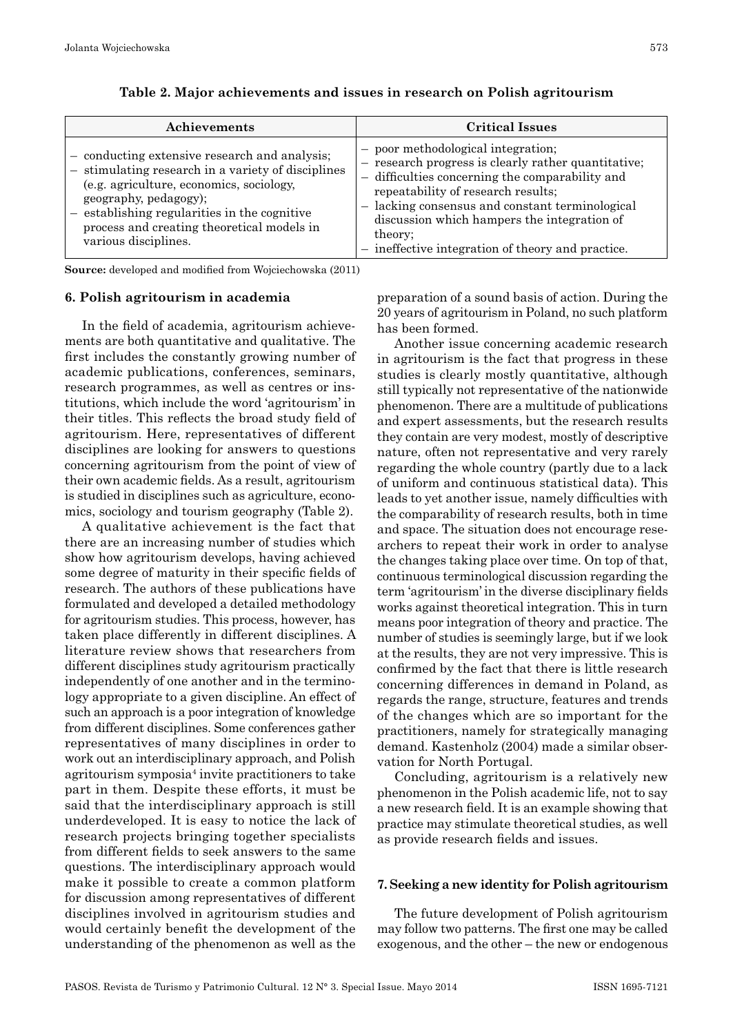**Table 2. Major achievements and issues in research on Polish agritourism**

| Achievements | Critical Issues |
|---|---|
| – conducting extensive research and analysis;<br>– stimulating research in a variety of disciplines (e.g. agriculture, economics, sociology, geography, pedagogy);<br>– establishing regularities in the cognitive process and creating theoretical models in various disciplines. | – poor methodological integration;<br>– research progress is clearly rather quantitative;<br>– difficulties concerning the comparability and repeatability of research results;<br>– lacking consensus and constant terminological discussion which hampers the integration of theory;<br>– ineffective integration of theory and practice. |

**Source:** developed and modified from Wojciechowska (2011)

## 6. Polish agritourism in academia

In the field of academia, agritourism achievements are both quantitative and qualitative. The first includes the constantly growing number of academic publications, conferences, seminars, research programmes, as well as centres or institutions, which include the word 'agritourism' in their titles. This reflects the broad study field of agritourism. Here, representatives of different disciplines are looking for answers to questions concerning agritourism from the point of view of their own academic fields. As a result, agritourism is studied in disciplines such as agriculture, economics, sociology and tourism geography (Table 2).

A qualitative achievement is the fact that there are an increasing number of studies which show how agritourism develops, having achieved some degree of maturity in their specific fields of research. The authors of these publications have formulated and developed a detailed methodology for agritourism studies. This process, however, has taken place differently in different disciplines. A literature review shows that researchers from different disciplines study agritourism practically independently of one another and in the terminology appropriate to a given discipline. An effect of such an approach is a poor integration of knowledge from different disciplines. Some conferences gather representatives of many disciplines in order to work out an interdisciplinary approach, and Polish agritourism symposia[4] invite practitioners to take part in them. Despite these efforts, it must be said that the interdisciplinary approach is still underdeveloped. It is easy to notice the lack of research projects bringing together specialists from different fields to seek answers to the same questions. The interdisciplinary approach would make it possible to create a common platform for discussion among representatives of different disciplines involved in agritourism studies and would certainly benefit the development of the understanding of the phenomenon as well as the preparation of a sound basis of action. During the 20 years of agritourism in Poland, no such platform has been formed.

Another issue concerning academic research in agritourism is the fact that progress in these studies is clearly mostly quantitative, although still typically not representative of the nationwide phenomenon. There are a multitude of publications and expert assessments, but the research results they contain are very modest, mostly of descriptive nature, often not representative and very rarely regarding the whole country (partly due to a lack of uniform and continuous statistical data). This leads to yet another issue, namely difficulties with the comparability of research results, both in time and space. The situation does not encourage researchers to repeat their work in order to analyse the changes taking place over time. On top of that, continuous terminological discussion regarding the term 'agritourism' in the diverse disciplinary fields works against theoretical integration. This in turn means poor integration of theory and practice. The number of studies is seemingly large, but if we look at the results, they are not very impressive. This is confirmed by the fact that there is little research concerning differences in demand in Poland, as regards the range, structure, features and trends of the changes which are so important for the practitioners, namely for strategically managing demand. Kastenholz (2004) made a similar observation for North Portugal.

Concluding, agritourism is a relatively new phenomenon in the Polish academic life, not to say a new research field. It is an example showing that practice may stimulate theoretical studies, as well as provide research fields and issues.

## 7. Seeking a new identity for Polish agritourism

The future development of Polish agritourism may follow two patterns. The first one may be called exogenous, and the other – the new or endogenous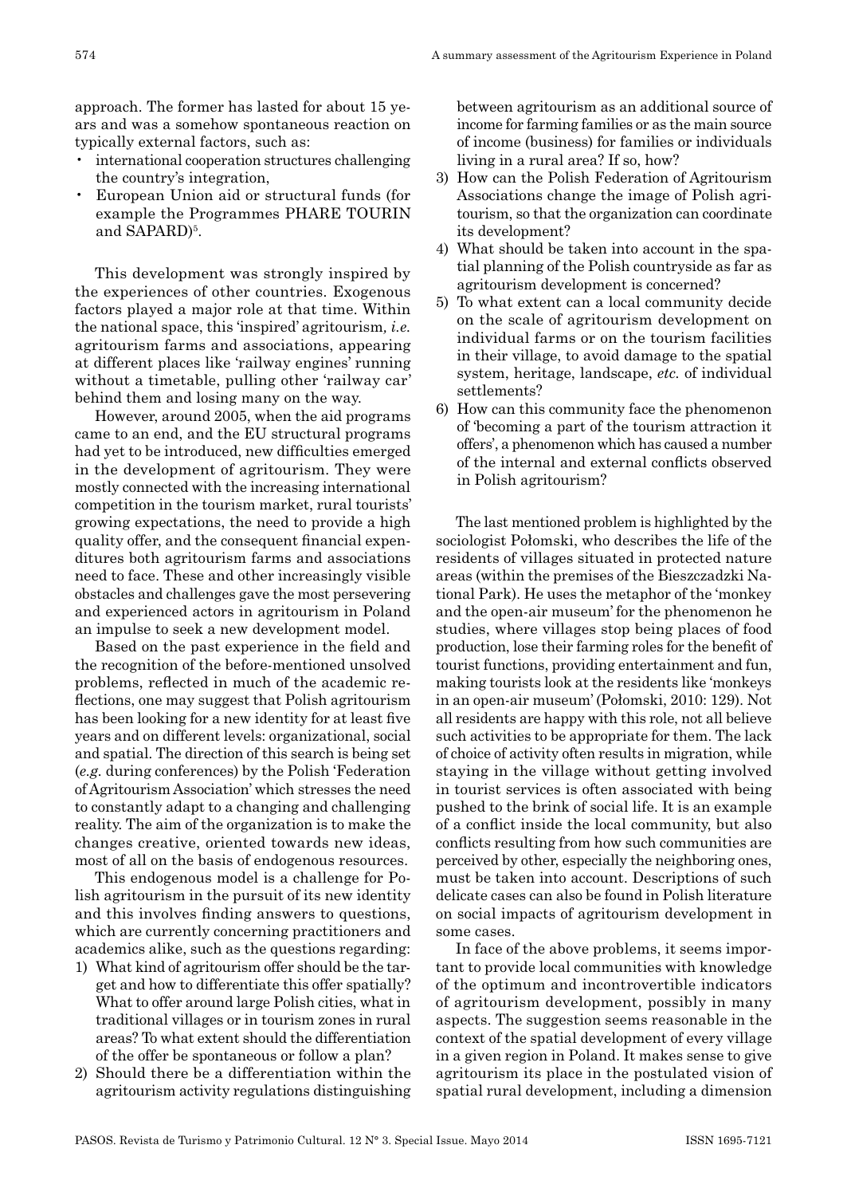approach. The former has lasted for about 15 years and was a somehow spontaneous reaction on typically external factors, such as:

- international cooperation structures challenging the country's integration,
- European Union aid or structural funds (for example the Programmes PHARE TOURIN and SAPARD)[5].

This development was strongly inspired by the experiences of other countries. Exogenous factors played a major role at that time. Within the national space, this 'inspired' agritourism, *i.e.* agritourism farms and associations, appearing at different places like 'railway engines' running without a timetable, pulling other 'railway car' behind them and losing many on the way.

However, around 2005, when the aid programs came to an end, and the EU structural programs had yet to be introduced, new difficulties emerged in the development of agritourism. They were mostly connected with the increasing international competition in the tourism market, rural tourists' growing expectations, the need to provide a high quality offer, and the consequent financial expenditures both agritourism farms and associations need to face. These and other increasingly visible obstacles and challenges gave the most persevering and experienced actors in agritourism in Poland an impulse to seek a new development model.

Based on the past experience in the field and the recognition of the before-mentioned unsolved problems, reflected in much of the academic reflections, one may suggest that Polish agritourism has been looking for a new identity for at least five years and on different levels: organizational, social and spatial. The direction of this search is being set (*e.g.* during conferences) by the Polish 'Federation of Agritourism Association' which stresses the need to constantly adapt to a changing and challenging reality. The aim of the organization is to make the changes creative, oriented towards new ideas, most of all on the basis of endogenous resources.

This endogenous model is a challenge for Polish agritourism in the pursuit of its new identity and this involves finding answers to questions, which are currently concerning practitioners and academics alike, such as the questions regarding:

1) What kind of agritourism offer should be the target and how to differentiate this offer spatially? What to offer around large Polish cities, what in traditional villages or in tourism zones in rural areas? To what extent should the differentiation of the offer be spontaneous or follow a plan?
2) Should there be a differentiation within the agritourism activity regulations distinguishing between agritourism as an additional source of income for farming families or as the main source of income (business) for families or individuals living in a rural area? If so, how?
3) How can the Polish Federation of Agritourism Associations change the image of Polish agritourism, so that the organization can coordinate its development?
4) What should be taken into account in the spatial planning of the Polish countryside as far as agritourism development is concerned?
5) To what extent can a local community decide on the scale of agritourism development on individual farms or on the tourism facilities in their village, to avoid damage to the spatial system, heritage, landscape, *etc.* of individual settlements?
6) How can this community face the phenomenon of 'becoming a part of the tourism attraction it offers', a phenomenon which has caused a number of the internal and external conflicts observed in Polish agritourism?

The last mentioned problem is highlighted by the sociologist Połomski, who describes the life of the residents of villages situated in protected nature areas (within the premises of the Bieszczadzki National Park). He uses the metaphor of the 'monkey and the open-air museum' for the phenomenon he studies, where villages stop being places of food production, lose their farming roles for the benefit of tourist functions, providing entertainment and fun, making tourists look at the residents like 'monkeys in an open-air museum' (Połomski, 2010: 129). Not all residents are happy with this role, not all believe such activities to be appropriate for them. The lack of choice of activity often results in migration, while staying in the village without getting involved in tourist services is often associated with being pushed to the brink of social life. It is an example of a conflict inside the local community, but also conflicts resulting from how such communities are perceived by other, especially the neighboring ones, must be taken into account. Descriptions of such delicate cases can also be found in Polish literature on social impacts of agritourism development in some cases.

In face of the above problems, it seems important to provide local communities with knowledge of the optimum and incontrovertible indicators of agritourism development, possibly in many aspects. The suggestion seems reasonable in the context of the spatial development of every village in a given region in Poland. It makes sense to give agritourism its place in the postulated vision of spatial rural development, including a dimension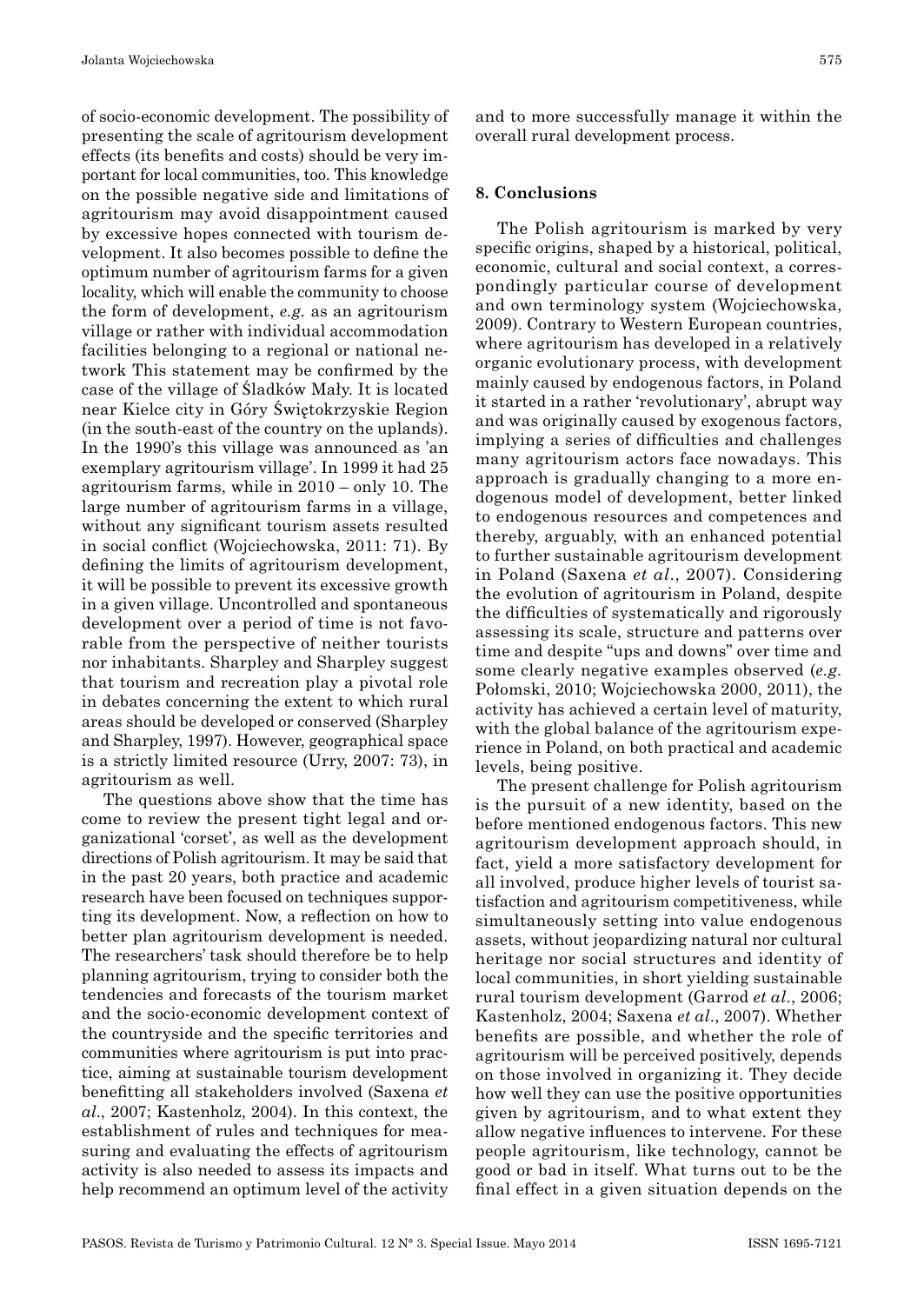of socio-economic development. The possibility of presenting the scale of agritourism development effects (its benefits and costs) should be very important for local communities, too. This knowledge on the possible negative side and limitations of agritourism may avoid disappointment caused by excessive hopes connected with tourism development. It also becomes possible to define the optimum number of agritourism farms for a given locality, which will enable the community to choose the form of development, *e.g.* as an agritourism village or rather with individual accommodation facilities belonging to a regional or national network This statement may be confirmed by the case of the village of Śladków Mały. It is located near Kielce city in Góry Świętokrzyskie Region (in the south-east of the country on the uplands). In the 1990's this village was announced as 'an exemplary agritourism village'. In 1999 it had 25 agritourism farms, while in 2010 – only 10. The large number of agritourism farms in a village, without any significant tourism assets resulted in social conflict (Wojciechowska, 2011: 71). By defining the limits of agritourism development, it will be possible to prevent its excessive growth in a given village. Uncontrolled and spontaneous development over a period of time is not favorable from the perspective of neither tourists nor inhabitants. Sharpley and Sharpley suggest that tourism and recreation play a pivotal role in debates concerning the extent to which rural areas should be developed or conserved (Sharpley and Sharpley, 1997). However, geographical space is a strictly limited resource (Urry, 2007: 73), in agritourism as well.

The questions above show that the time has come to review the present tight legal and organizational 'corset', as well as the development directions of Polish agritourism. It may be said that in the past 20 years, both practice and academic research have been focused on techniques supporting its development. Now, a reflection on how to better plan agritourism development is needed. The researchers' task should therefore be to help planning agritourism, trying to consider both the tendencies and forecasts of the tourism market and the socio-economic development context of the countryside and the specific territories and communities where agritourism is put into practice, aiming at sustainable tourism development benefitting all stakeholders involved (Saxena *et al*., 2007; Kastenholz, 2004). In this context, the establishment of rules and techniques for measuring and evaluating the effects of agritourism activity is also needed to assess its impacts and help recommend an optimum level of the activity and to more successfully manage it within the overall rural development process.

## 8. Conclusions

The Polish agritourism is marked by very specific origins, shaped by a historical, political, economic, cultural and social context, a correspondingly particular course of development and own terminology system (Wojciechowska, 2009). Contrary to Western European countries, where agritourism has developed in a relatively organic evolutionary process, with development mainly caused by endogenous factors, in Poland it started in a rather 'revolutionary', abrupt way and was originally caused by exogenous factors, implying a series of difficulties and challenges many agritourism actors face nowadays. This approach is gradually changing to a more endogenous model of development, better linked to endogenous resources and competences and thereby, arguably, with an enhanced potential to further sustainable agritourism development in Poland (Saxena *et al*., 2007). Considering the evolution of agritourism in Poland, despite the difficulties of systematically and rigorously assessing its scale, structure and patterns over time and despite "ups and downs" over time and some clearly negative examples observed (*e.g.* Połomski, 2010; Wojciechowska 2000, 2011), the activity has achieved a certain level of maturity, with the global balance of the agritourism experience in Poland, on both practical and academic levels, being positive.

The present challenge for Polish agritourism is the pursuit of a new identity, based on the before mentioned endogenous factors. This new agritourism development approach should, in fact, yield a more satisfactory development for all involved, produce higher levels of tourist satisfaction and agritourism competitiveness, while simultaneously setting into value endogenous assets, without jeopardizing natural nor cultural heritage nor social structures and identity of local communities, in short yielding sustainable rural tourism development (Garrod *et al*., 2006; Kastenholz, 2004; Saxena *et al*., 2007). Whether benefits are possible, and whether the role of agritourism will be perceived positively, depends on those involved in organizing it. They decide how well they can use the positive opportunities given by agritourism, and to what extent they allow negative influences to intervene. For these people agritourism, like technology, cannot be good or bad in itself. What turns out to be the final effect in a given situation depends on the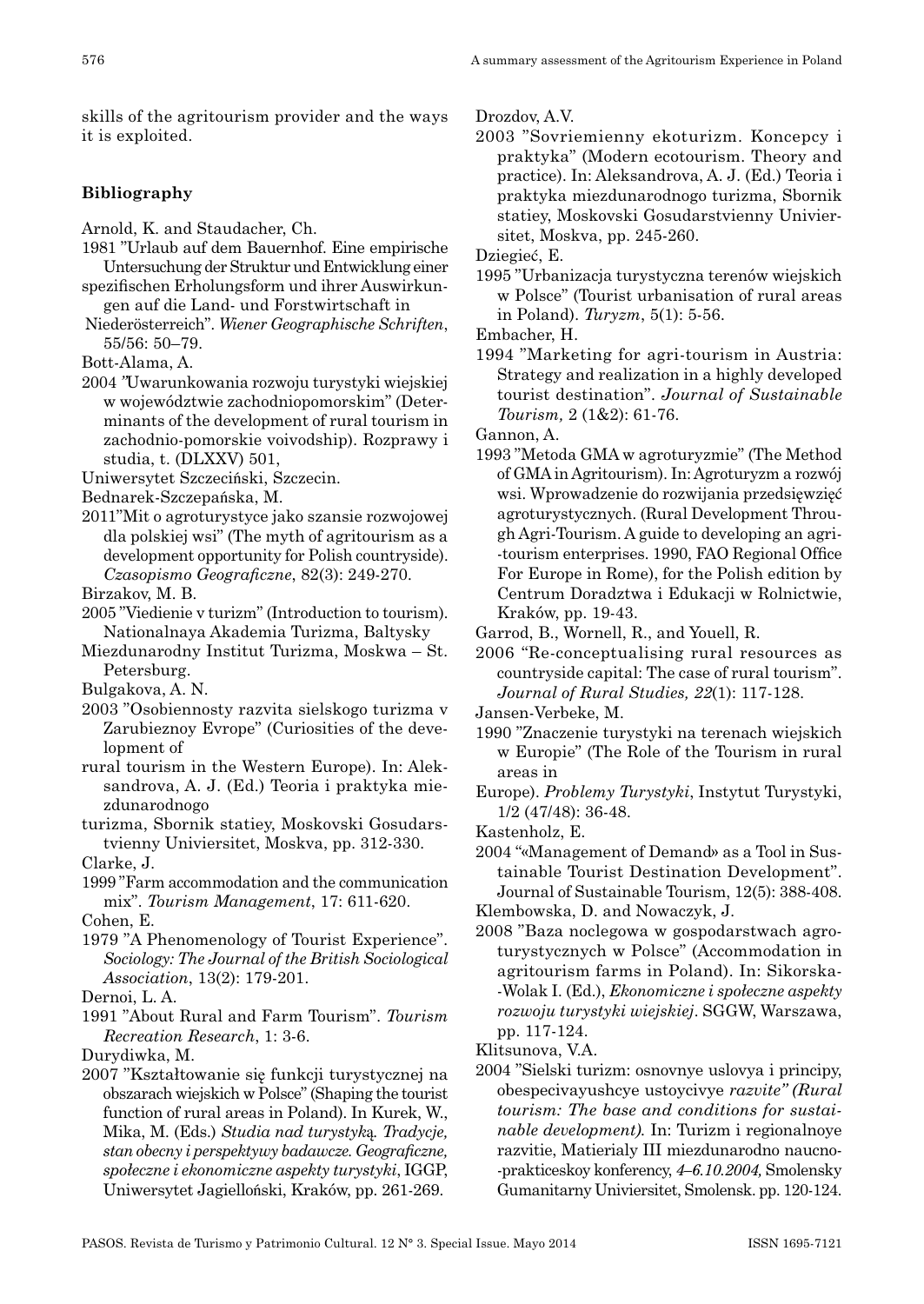skills of the agritourism provider and the ways it is exploited.

## Bibliography

Arnold, K. and Staudacher, Ch.

1981 "Urlaub auf dem Bauernhof. Eine empirische Untersuchung der Struktur und Entwicklung einer spezifischen Erholungsform und ihrer Auswirkungen auf die Land- und Forstwirtschaft in Niederösterreich". *Wiener Geographische Schriften*, 55/56: 50–79.

Bott-Alama, A.

2004 "Uwarunkowania rozwoju turystyki wiejskiej w województwie zachodniopomorskim" (Determinants of the development of rural tourism in zachodnio-pomorskie voivodship). Rozprawy i studia, t. (DLXXV) 501, Uniwersytet Szczeciński, Szczecin.

Bednarek-Szczepańska, M.

2011"Mit o agroturystyce jako szansie rozwojowej dla polskiej wsi" (The myth of agritourism as a development opportunity for Polish countryside). *Czasopismo Geograficzne*, 82(3): 249-270.

Birzakov, M. B.

2005 "Viedienie v turizm" (Introduction to tourism). Nationalnaya Akademia Turizma, Baltysky Miezdunarodny Institut Turizma, Moskwa – St. Petersburg.

Bulgakova, A. N.

2003 "Osobiennosty razvita sielskogo turizma v Zarubieznoy Evrope" (Curiosities of the development of rural tourism in the Western Europe). In: Aleksandrova, A. J. (Ed.) Teoria i praktyka miezdunarodnogo turizma, Sbornik statiey, Moskovski Gosudarstvienny Univiersitet, Moskva, pp. 312-330.

Clarke, J.

1999 "Farm accommodation and the communication mix". *Tourism Management*, 17: 611-620.

Cohen, E.

1979 "A Phenomenology of Tourist Experience". *Sociology: The Journal of the British Sociological Association*, 13(2): 179-201.

Dernoi, L. A.

1991 "About Rural and Farm Tourism". *Tourism Recreation Research*, 1: 3-6.

Durydiwka, M.

2007 "Kształtowanie się funkcji turystycznej na obszarach wiejskich w Polsce" (Shaping the tourist function of rural areas in Poland). In Kurek, W., Mika, M. (Eds.) *Studia nad turystyką. Tradycje, stan obecny i perspektywy badawcze. Geograficzne, społeczne i ekonomiczne aspekty turystyki*, IGGP, Uniwersytet Jagielloński, Kraków, pp. 261-269.

Drozdov, A.V.

2003 "Sovriemienny ekoturizm. Koncepcy i praktyka" (Modern ecotourism. Theory and practice). In: Aleksandrova, A. J. (Ed.) Teoria i praktyka miezdunarodnogo turizma, Sbornik statiey, Moskovski Gosudarstvienny Univiersitet, Moskva, pp. 245-260.

Dziegieć, E.

1995 "Urbanizacja turystyczna terenów wiejskich w Polsce" (Tourist urbanisation of rural areas in Poland). *Turyzm*, 5(1): 5-56.

Embacher, H.

1994 "Marketing for agri-tourism in Austria: Strategy and realization in a highly developed tourist destination". *Journal of Sustainable Tourism,* 2 (1&2): 61-76.

Gannon, A.

1993 "Metoda GMA w agroturyzmie" (The Method of GMA in Agritourism). In: Agroturyzm a rozwój wsi. Wprowadzenie do rozwijania przedsięwzięć agroturystycznych. (Rural Development Through Agri-Tourism. A guide to developing an agri-tourism enterprises. 1990, FAO Regional Office For Europe in Rome), for the Polish edition by Centrum Doradztwa i Edukacji w Rolnictwie, Kraków, pp. 19-43.

Garrod, B., Wornell, R., and Youell, R.

2006 "Re-conceptualising rural resources as countryside capital: The case of rural tourism". *Journal of Rural Studies, 22*(1): 117-128.

Jansen-Verbeke, M.

1990 "Znaczenie turystyki na terenach wiejskich w Europie" (The Role of the Tourism in rural areas in Europe). *Problemy Turystyki*, Instytut Turystyki, 1/2 (47/48): 36-48.

Kastenholz, E.

2004 "«Management of Demand» as a Tool in Sustainable Tourist Destination Development". Journal of Sustainable Tourism, 12(5): 388-408.

Klembowska, D. and Nowaczyk, J.

2008 "Baza noclegowa w gospodarstwach agroturystycznych w Polsce" (Accommodation in agritourism farms in Poland). In: Sikorska-Wolak I. (Ed.), *Ekonomiczne i społeczne aspekty rozwoju turystyki wiejskiej*. SGGW, Warszawa, pp. 117-124.

Klitsunova, V.A.

2004 "Sielski turizm: osnovnye uslovya i principy, obespecivayushcye ustoycivye *razvite" (Rural tourism: The base and conditions for sustainable development).* In: Turizm i regionalnoye razvitie, Matierialy III miezdunarodno naucno-prakticeskoy konferency, *4–6.10.2004,* Smolensky Gumanitarny Univiersitet, Smolensk. pp. 120-124.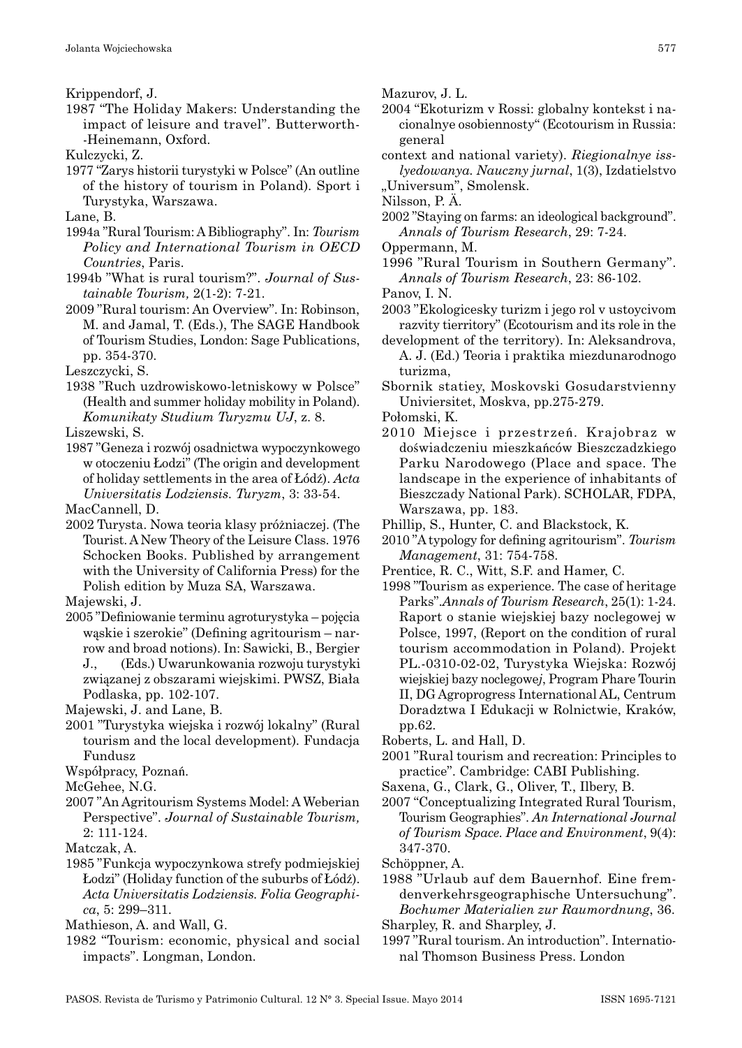Krippendorf, J.

1987 "The Holiday Makers: Understanding the impact of leisure and travel". Butterworth-Heinemann, Oxford.

Kulczycki, Z.

1977 "Zarys historii turystyki w Polsce" (An outline of the history of tourism in Poland). Sport i Turystyka, Warszawa.

Lane, B.

1994a "Rural Tourism: A Bibliography". In: *Tourism Policy and International Tourism in OECD Countries*, Paris.

1994b "What is rural tourism?". *Journal of Sustainable Tourism,* 2(1-2): 7-21.

2009 "Rural tourism: An Overview". In: Robinson, M. and Jamal, T. (Eds.), The SAGE Handbook of Tourism Studies, London: Sage Publications, pp. 354-370.

Leszczycki, S.

1938 "Ruch uzdrowiskowo-letniskowy w Polsce" (Health and summer holiday mobility in Poland). *Komunikaty Studium Turyzmu UJ*, z. 8.

Liszewski, S.

1987 "Geneza i rozwój osadnictwa wypoczynkowego w otoczeniu Łodzi" (The origin and development of holiday settlements in the area of Łódź). *Acta Universitatis Lodziensis. Turyzm*, 3: 33-54.

MacCannell, D.

2002 Turysta. Nowa teoria klasy próżniaczej. (The Tourist. A New Theory of the Leisure Class. 1976 Schocken Books. Published by arrangement with the University of California Press) for the Polish edition by Muza SA, Warszawa.

Majewski, J.

2005 "Definiowanie terminu agroturystyka – pojęcia wąskie i szerokie" (Defining agritourism – narrow and broad notions). In: Sawicki, B., Bergier J., (Eds.) Uwarunkowania rozwoju turystyki związanej z obszarami wiejskimi. PWSZ, Biała Podlaska, pp. 102-107.

Majewski, J. and Lane, B.

2001 "Turystyka wiejska i rozwój lokalny" (Rural tourism and the local development). Fundacja Fundusz

Współpracy, Poznań.

McGehee, N.G.

2007 "An Agritourism Systems Model: A Weberian Perspective". *Journal of Sustainable Tourism,* 2: 111-124.

Matczak, A.

1985 "Funkcja wypoczynkowa strefy podmiejskiej Łodzi" (Holiday function of the suburbs of Łódź). *Acta Universitatis Lodziensis. Folia Geographica*, 5: 299–311.

Mathieson, A. and Wall, G.

1982 "Tourism: economic, physical and social impacts". Longman, London.

Mazurov, J. L.

2004 "Ekoturizm v Rossi: globalny kontekst i nacionalnye osobiennosty" (Ecotourism in Russia: general

context and national variety). *Riegionalnye isslyedowanya. Nauczny jurnal*, 1(3), Izdatielstvo „Universum", Smolensk.

Nilsson, P. Ä.

2002 "Staying on farms: an ideological background". *Annals of Tourism Research*, 29: 7-24.

Oppermann, M.

1996 "Rural Tourism in Southern Germany". *Annals of Tourism Research*, 23: 86-102.

Panov, I. N.

2003 "Ekologicesky turizm i jego rol v ustoycivom razvity tierritory" (Ecotourism and its role in the

development of the territory). In: Aleksandrova, A. J. (Ed.) Teoria i praktika miezdunarodnogo turizma,

Sbornik statiey, Moskovski Gosudarstvienny Univiersitet, Moskva, pp.275-279.

Połomski, K.

2010 Miejsce i przestrzeń. Krajobraz w doświadczeniu mieszkańców Bieszczadzkiego Parku Narodowego (Place and space. The landscape in the experience of inhabitants of Bieszczady National Park). SCHOLAR, FDPA, Warszawa, pp. 183.

Phillip, S., Hunter, C. and Blackstock, K.

2010 "A typology for defining agritourism". *Tourism Management*, 31: 754-758.

Prentice, R. C., Witt, S.F. and Hamer, C.

1998 "Tourism as experience. The case of heritage Parks".*Annals of Tourism Research*, 25(1): 1-24. Raport o stanie wiejskiej bazy noclegowej w Polsce, 1997, (Report on the condition of rural tourism accommodation in Poland). Projekt PL.-0310-02-02, Turystyka Wiejska: Rozwój wiejskiej bazy noclegowe*j*, Program Phare Tourin II, DG Agroprogress International AL, Centrum Doradztwa I Edukacji w Rolnictwie, Kraków, pp.62.

Roberts, L. and Hall, D.

2001 "Rural tourism and recreation: Principles to practice". Cambridge: CABI Publishing.

Saxena, G., Clark, G., Oliver, T., Ilbery, B.

2007 "Conceptualizing Integrated Rural Tourism, Tourism Geographies". *An International Journal of Tourism Space. Place and Environment*, 9(4): 347-370.

Schöppner, A.

1988 "Urlaub auf dem Bauernhof. Eine fremdenverkehrsgeographische Untersuchung". *Bochumer Materialien zur Raumordnung*, 36.

Sharpley, R. and Sharpley, J.

1997 "Rural tourism. An introduction". International Thomson Business Press. London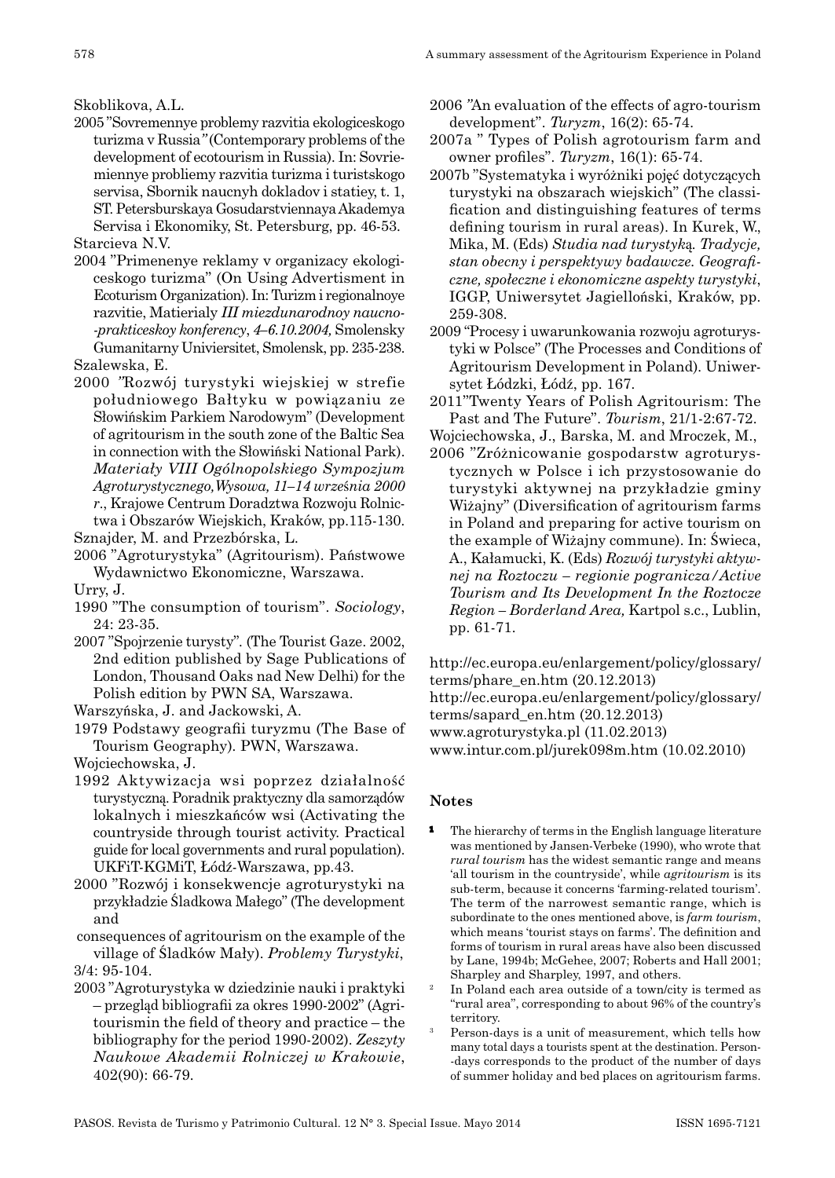Skoblikova, A.L.

2005 "Sovremennye problemy razvitia ekologiceskogo turizma v Russia" (Contemporary problems of the development of ecotourism in Russia). In: Sovriemiennye probliemy razvitia turizma i turistskogo servisa, Sbornik naucnyh dokladov i statiey, t. 1, ST. Petersburskaya Gosudarstviennaya Akademya Servisa i Ekonomiky, St. Petersburg, pp. 46-53.

Starcieva N.V.

2004 "Primenenye reklamy v organizacy ekologiceskogo turizma" (On Using Advertisment in Ecoturism Organization). In: Turizm i regionalnoye razvitie, Matierialy *III miezdunarodnoy naucno-prakticeskoy konferency*, *4–6.10.2004,* Smolensky Gumanitarny Univiersitet, Smolensk, pp. 235-238.

Szalewska, E.

2000 "Rozwój turystyki wiejskiej w strefie południowego Bałtyku w powiązaniu ze Słowińskim Parkiem Narodowym" (Development of agritourism in the south zone of the Baltic Sea in connection with the Słowiński National Park). *Materiały VIII Ogólnopolskiego Sympozjum Agroturystycznego, Wysowa, 11–14 września 2000 r*., Krajowe Centrum Doradztwa Rozwoju Rolnictwa i Obszarów Wiejskich, Kraków, pp.115-130.

Sznajder, M. and Przezbórska, L.

2006 "Agroturystyka" (Agritourism). Państwowe Wydawnictwo Ekonomiczne, Warszawa.

Urry, J.

1990 "The consumption of tourism". *Sociology*, 24: 23-35.

2007 "Spojrzenie turysty". (The Tourist Gaze. 2002, 2nd edition published by Sage Publications of London, Thousand Oaks nad New Delhi) for the Polish edition by PWN SA, Warszawa.

Warszyńska, J. and Jackowski, A.

1979 Podstawy geografii turyzmu (The Base of Tourism Geography). PWN, Warszawa.

Wojciechowska, J.

1992 Aktywizacja wsi poprzez działalność turystyczną. Poradnik praktyczny dla samorządów lokalnych i mieszkańców wsi (Activating the countryside through tourist activity. Practical guide for local governments and rural population). UKFiT-KGMiT, Łódź-Warszawa, pp.43.

2000 "Rozwój i konsekwencje agroturystyki na przykładzie Śladkowa Małego" (The development and consequences of agritourism on the example of the village of Śladków Mały). *Problemy Turystyki*, 3/4: 95-104.

2003 "Agroturystyka w dziedzinie nauki i praktyki – przegląd bibliografii za okres 1990-2002" (Agritourismin the field of theory and practice – the bibliography for the period 1990-2002). *Zeszyty Naukowe Akademii Rolniczej w Krakowie*, 402(90): 66-79.

2006 "An evaluation of the effects of agro-tourism development". *Turyzm*, 16(2): 65-74.

2007a " Types of Polish agrotourism farm and owner profiles". *Turyzm*, 16(1): 65-74.

2007b "Systematyka i wyróżniki pojęć dotyczących turystyki na obszarach wiejskich" (The classification and distinguishing features of terms defining tourism in rural areas). In Kurek, W., Mika, M. (Eds) *Studia nad turystyką. Tradycje, stan obecny i perspektywy badawcze. Geograficzne, społeczne i ekonomiczne aspekty turystyki*, IGGP, Uniwersytet Jagielloński, Kraków, pp. 259-308.

2009 "Procesy i uwarunkowania rozwoju agroturystyki w Polsce" (The Processes and Conditions of Agritourism Development in Poland). Uniwersytet Łódzki, Łódź, pp. 167.

2011 "Twenty Years of Polish Agritourism: The Past and The Future". *Tourism*, 21/1-2:67-72.

Wojciechowska, J., Barska, M. and Mroczek, M.,

2006 "Zróżnicowanie gospodarstw agroturystycznych w Polsce i ich przystosowanie do turystyki aktywnej na przykładzie gminy Wiżajny" (Diversification of agritourism farms in Poland and preparing for active tourism on the example of Wiżajny commune). In: Świeca, A., Kałamucki, K. (Eds) *Rozwój turystyki aktywnej na Roztoczu – regionie pogranicza / Active Tourism and Its Development In the Roztocze Region – Borderland Area,* Kartpol s.c., Lublin, pp. 61-71.

http://ec.europa.eu/enlargement/policy/glossary/terms/phare_en.htm (20.12.2013)

http://ec.europa.eu/enlargement/policy/glossary/terms/sapard_en.htm (20.12.2013)

www.agroturystyka.pl (11.02.2013)

www.intur.com.pl/jurek098m.htm (10.02.2010)

## Notes

1. The hierarchy of terms in the English language literature was mentioned by Jansen-Verbeke (1990), who wrote that *rural tourism* has the widest semantic range and means 'all tourism in the countryside', while *agritourism* is its sub-term, because it concerns 'farming-related tourism'. The term of the narrowest semantic range, which is subordinate to the ones mentioned above, is *farm tourism*, which means 'tourist stays on farms'. The definition and forms of tourism in rural areas have also been discussed by Lane, 1994b; McGehee, 2007; Roberts and Hall 2001; Sharpley and Sharpley, 1997, and others.
2. In Poland each area outside of a town/city is termed as "rural area", corresponding to about 96% of the country's territory.
3. Person-days is a unit of measurement, which tells how many total days a tourists spent at the destination. Person-days corresponds to the product of the number of days of summer holiday and bed places on agritourism farms.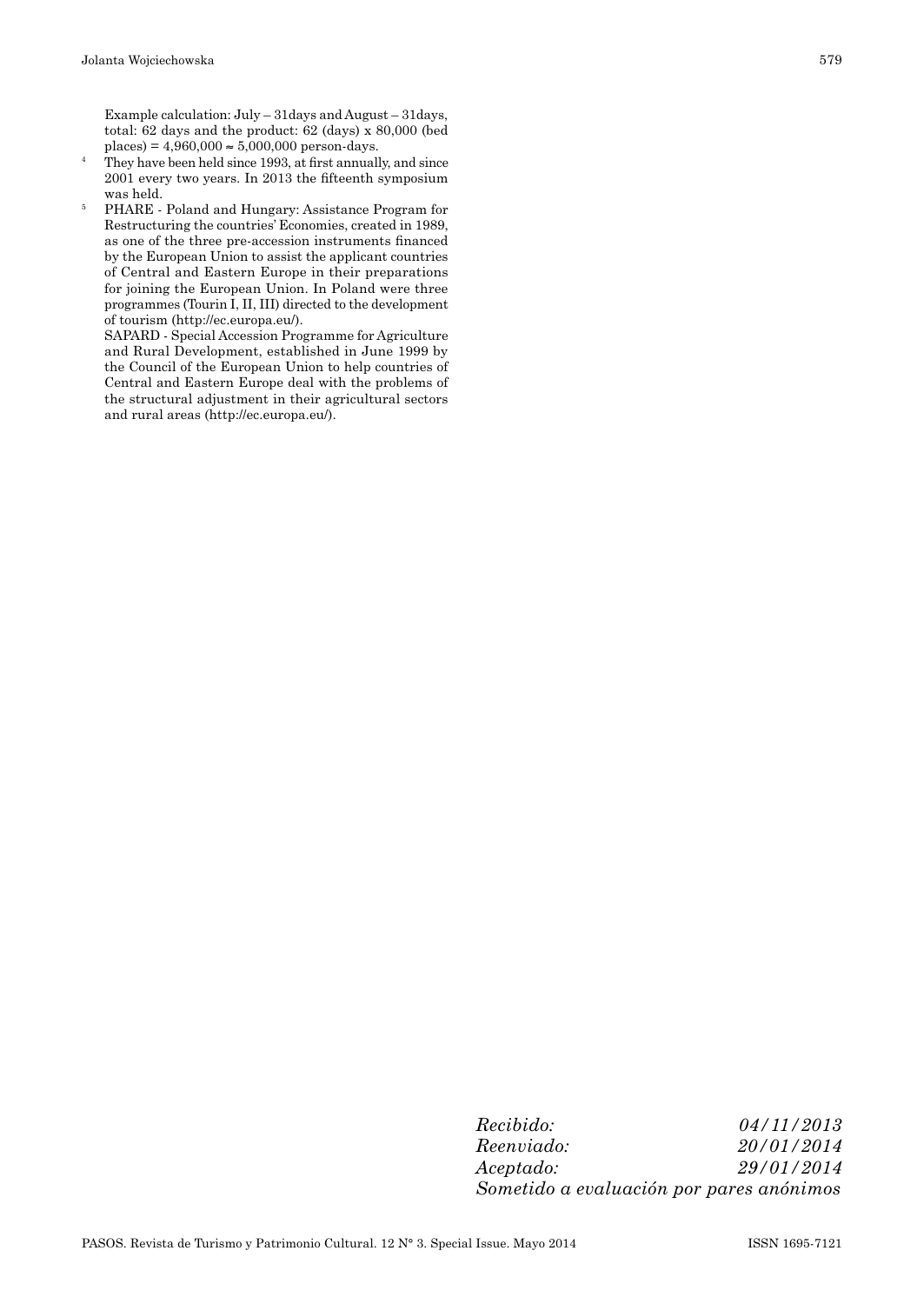Example calculation: July – 31days and August – 31days, total: 62 days and the product: 62 (days) x 80,000 (bed places) = 4,960,000 ≈ 5,000,000 person-days.

[4] They have been held since 1993, at first annually, and since 2001 every two years. In 2013 the fifteenth symposium was held.

[5] PHARE - Poland and Hungary: Assistance Program for Restructuring the countries' Economies, created in 1989, as one of the three pre-accession instruments financed by the European Union to assist the applicant countries of Central and Eastern Europe in their preparations for joining the European Union. In Poland were three programmes (Tourin I, II, III) directed to the development of tourism (http://ec.europa.eu/).

SAPARD - Special Accession Programme for Agriculture and Rural Development, established in June 1999 by the Council of the European Union to help countries of Central and Eastern Europe deal with the problems of the structural adjustment in their agricultural sectors and rural areas (http://ec.europa.eu/).

*Recibido: 04/11/2013*
*Reenviado: 20/01/2014*
*Aceptado: 29/01/2014*
*Sometido a evaluación por pares anónimos*